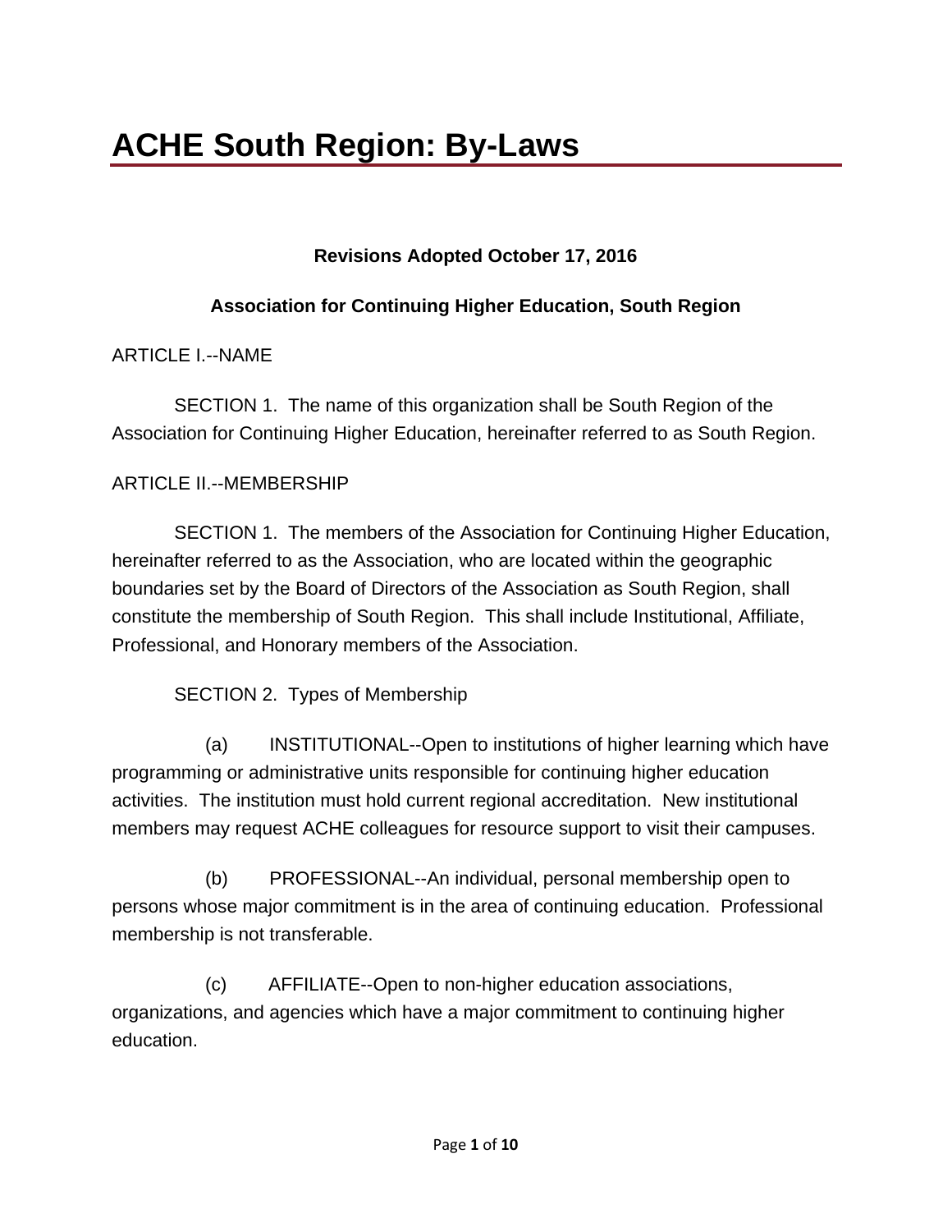# ACHE South Region: By-Laws

**Revisions Adopted October 17, 2016**

**Association for Continuing Higher Education, South Region**

ARTICLE I.--NAME

SECTION 1. The name of this organization shall be South Region of the Association for Continuing Higher Education, hereinafter referred to as South Region.

ARTICLE II.--MEMBERSHIP

SECTION 1. The members of the Association for Continuing Higher Education, hereinafter referred to as the Association, who are located within the geographic boundaries set by the Board of Directors of the Association as South Region, shall constitute the membership of South Region. This shall include Institutional, Affiliate, Professional, and Honorary members of the Association.

SECTION 2. Types of Membership

(a) INSTITUTIONAL--Open to institutions of higher learning which have programming or administrative units responsible for continuing higher education activities. The institution must hold current regional accreditation. New institutional members may request ACHE colleagues for resource support to visit their campuses.

(b) PROFESSIONAL--An individual, personal membership open to persons whose major commitment is in the area of continuing education. Professional membership is not transferable.

(c) AFFILIATE--Open to non-higher education associations, organizations, and agencies which have a major commitment to continuing higher education.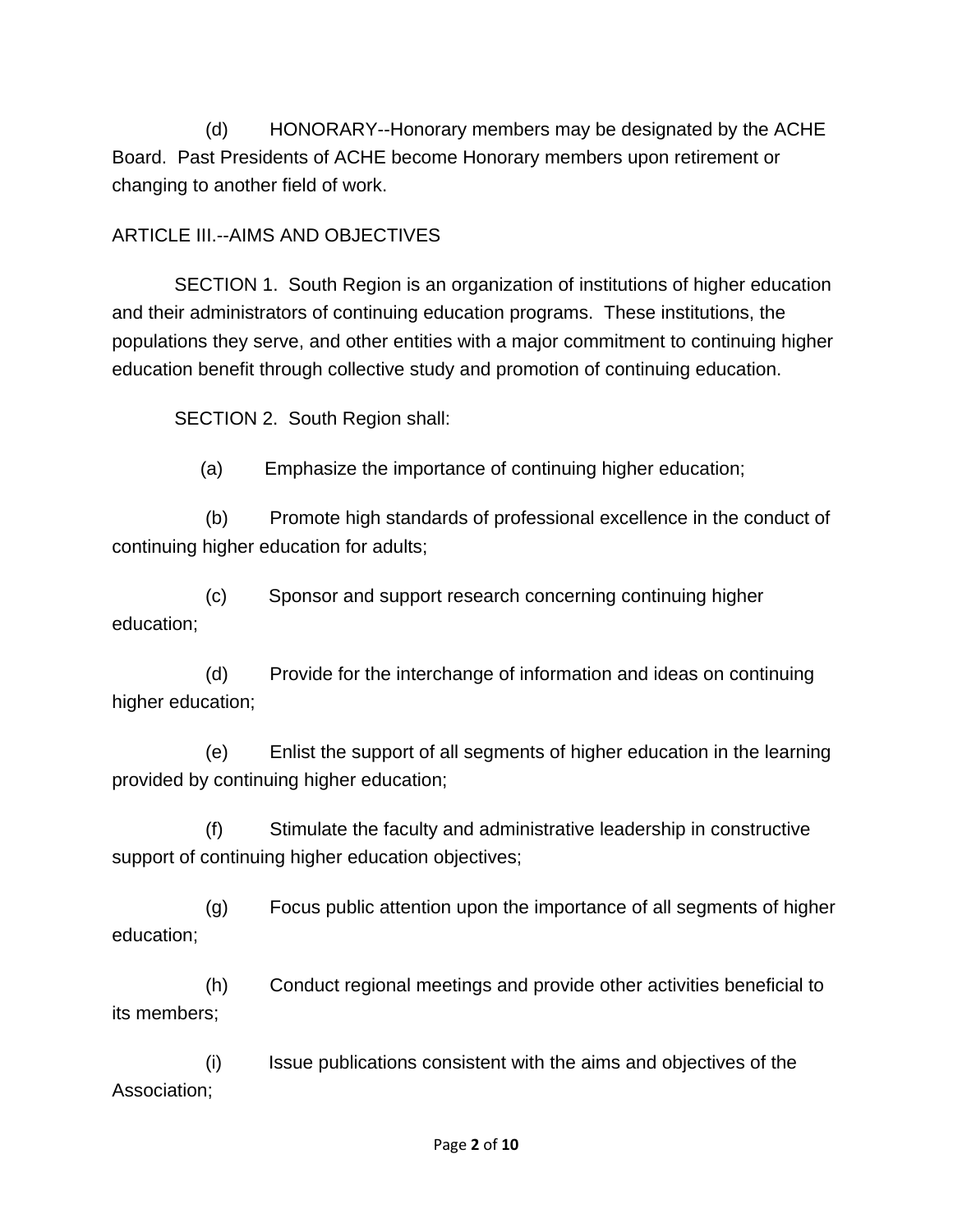(d) HONORARY--Honorary members may be designated by the ACHE Board. Past Presidents of ACHE become Honorary members upon retirement or changing to another field of work.

## ARTICLE III.--AIMS AND OBJECTIVES

SECTION 1. South Region is an organization of institutions of higher education and their administrators of continuing education programs. These institutions, the populations they serve, and other entities with a major commitment to continuing higher education benefit through collective study and promotion of continuing education.

SECTION 2. South Region shall:

(a) Emphasize the importance of continuing higher education;

(b) Promote high standards of professional excellence in the conduct of continuing higher education for adults;

(c) Sponsor and support research concerning continuing higher education;

(d) Provide for the interchange of information and ideas on continuing higher education;

(e) Enlist the support of all segments of higher education in the learning provided by continuing higher education;

(f) Stimulate the faculty and administrative leadership in constructive support of continuing higher education objectives;

(g) Focus public attention upon the importance of all segments of higher education;

(h) Conduct regional meetings and provide other activities beneficial to its members;

(i) Issue publications consistent with the aims and objectives of the Association;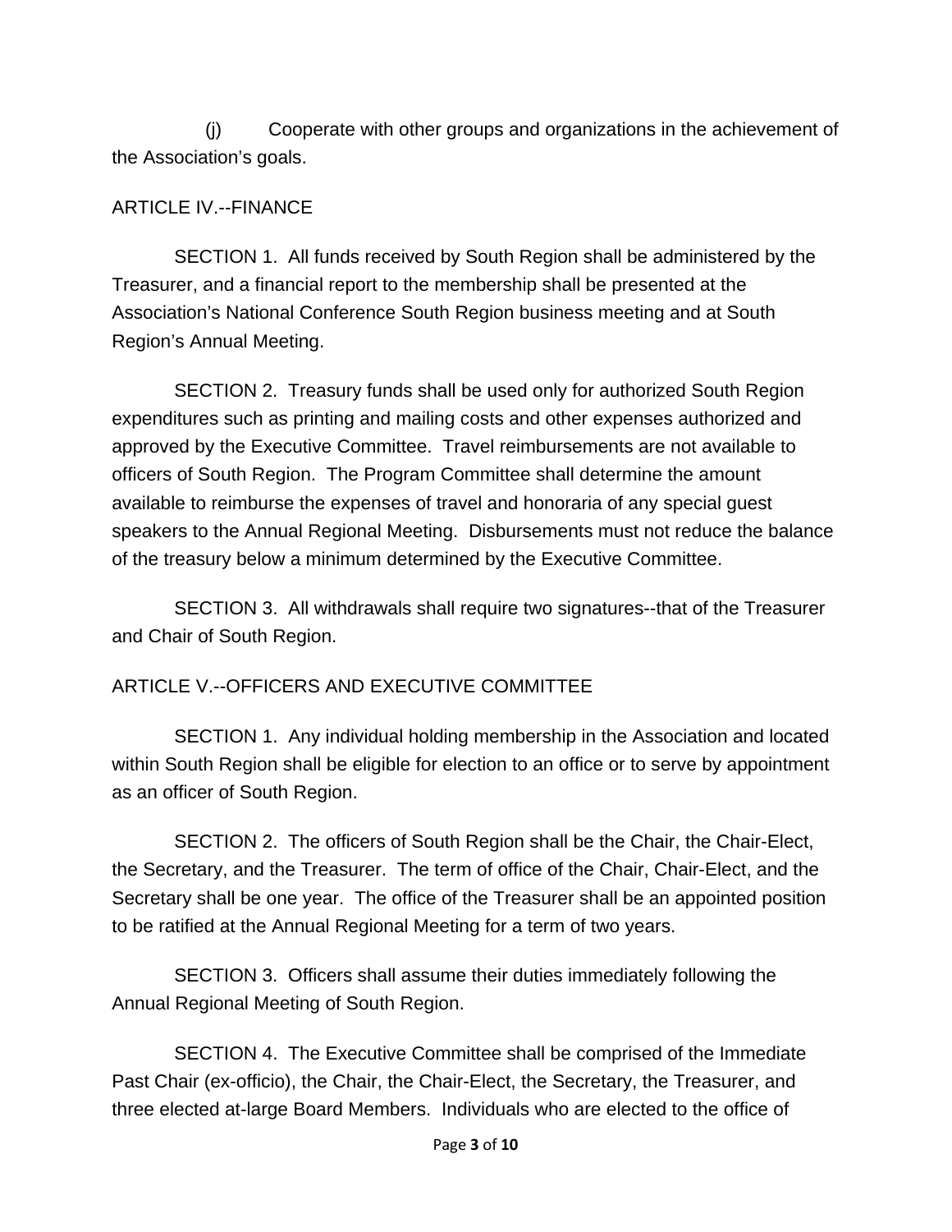(j) Cooperate with other groups and organizations in the achievement of the Association's goals.

## ARTICLE IV.--FINANCE

SECTION 1. All funds received by South Region shall be administered by the Treasurer, and a financial report to the membership shall be presented at the Association's National Conference South Region business meeting and at South Region's Annual Meeting.

SECTION 2. Treasury funds shall be used only for authorized South Region expenditures such as printing and mailing costs and other expenses authorized and approved by the Executive Committee. Travel reimbursements are not available to officers of South Region. The Program Committee shall determine the amount available to reimburse the expenses of travel and honoraria of any special guest speakers to the Annual Regional Meeting. Disbursements must not reduce the balance of the treasury below a minimum determined by the Executive Committee.

SECTION 3. All withdrawals shall require two signatures--that of the Treasurer and Chair of South Region.

## ARTICLE V.--OFFICERS AND EXECUTIVE COMMITTEE

SECTION 1. Any individual holding membership in the Association and located within South Region shall be eligible for election to an office or to serve by appointment as an officer of South Region.

SECTION 2. The officers of South Region shall be the Chair, the Chair-Elect, the Secretary, and the Treasurer. The term of office of the Chair, Chair-Elect, and the Secretary shall be one year. The office of the Treasurer shall be an appointed position to be ratified at the Annual Regional Meeting for a term of two years.

SECTION 3. Officers shall assume their duties immediately following the Annual Regional Meeting of South Region.

SECTION 4. The Executive Committee shall be comprised of the Immediate Past Chair (ex-officio), the Chair, the Chair-Elect, the Secretary, the Treasurer, and three elected at-large Board Members. Individuals who are elected to the office of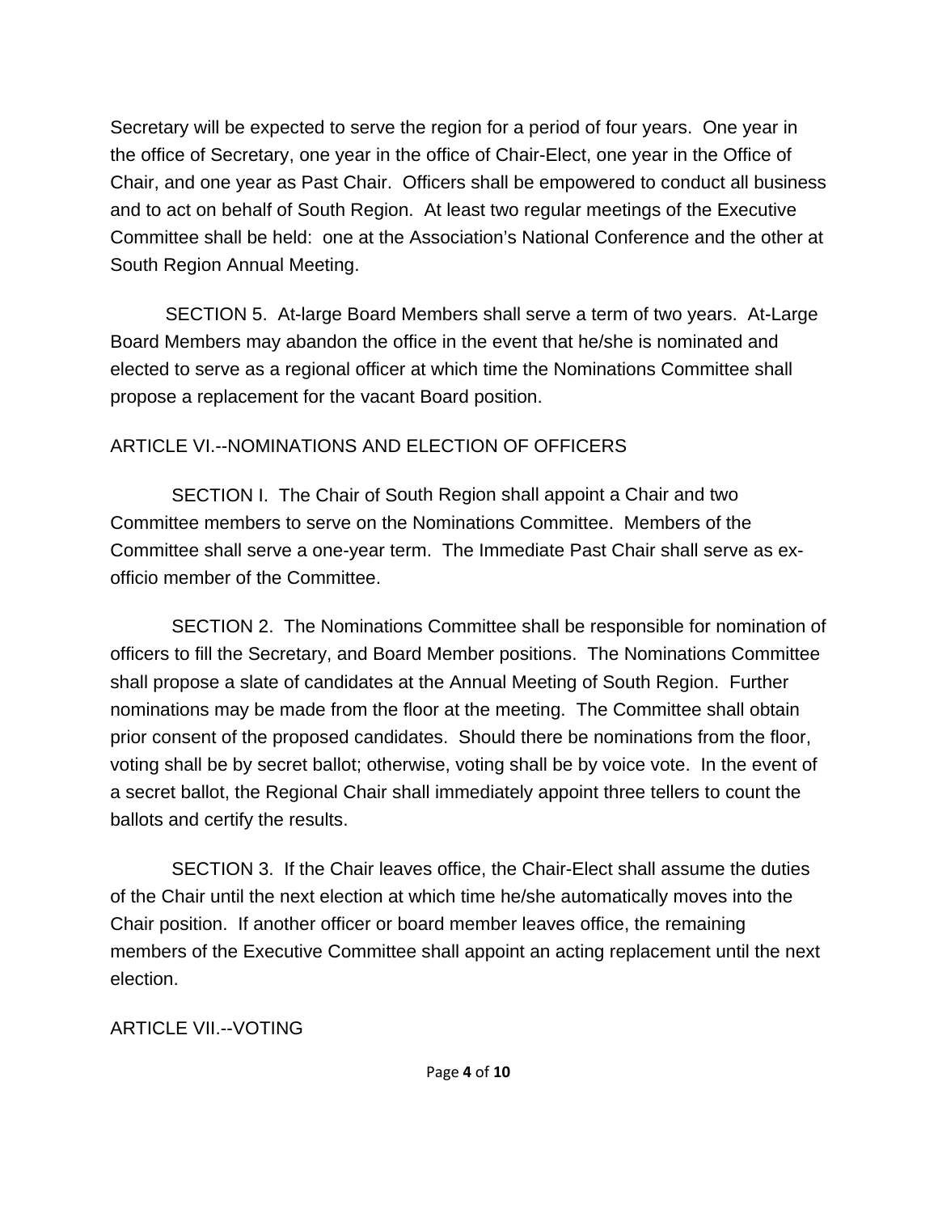Secretary will be expected to serve the region for a period of four years. One year in the office of Secretary, one year in the office of Chair-Elect, one year in the Office of Chair, and one year as Past Chair. Officers shall be empowered to conduct all business and to act on behalf of South Region. At least two regular meetings of the Executive Committee shall be held: one at the Association's National Conference and the other at South Region Annual Meeting.

SECTION 5. At-large Board Members shall serve a term of two years. At-Large Board Members may abandon the office in the event that he/she is nominated and elected to serve as a regional officer at which time the Nominations Committee shall propose a replacement for the vacant Board position.

## ARTICLE VI.--NOMINATIONS AND ELECTION OF OFFICERS

SECTION I. The Chair of South Region shall appoint a Chair and two Committee members to serve on the Nominations Committee. Members of the Committee shall serve a one-year term. The Immediate Past Chair shall serve as ex-officio member of the Committee.

SECTION 2. The Nominations Committee shall be responsible for nomination of officers to fill the Secretary, and Board Member positions. The Nominations Committee shall propose a slate of candidates at the Annual Meeting of South Region. Further nominations may be made from the floor at the meeting. The Committee shall obtain prior consent of the proposed candidates. Should there be nominations from the floor, voting shall be by secret ballot; otherwise, voting shall be by voice vote. In the event of a secret ballot, the Regional Chair shall immediately appoint three tellers to count the ballots and certify the results.

SECTION 3. If the Chair leaves office, the Chair-Elect shall assume the duties of the Chair until the next election at which time he/she automatically moves into the Chair position. If another officer or board member leaves office, the remaining members of the Executive Committee shall appoint an acting replacement until the next election.

## ARTICLE VII.--VOTING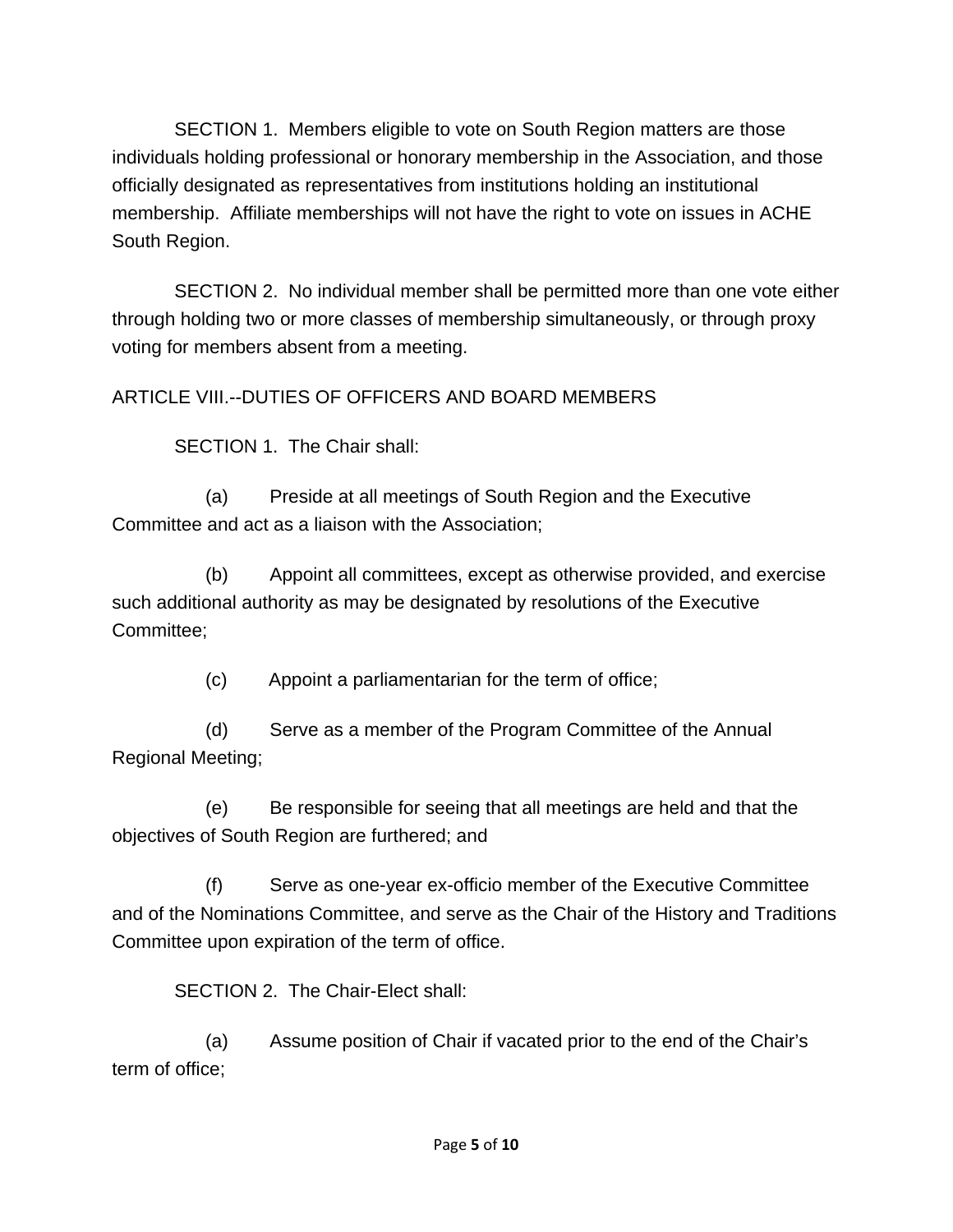SECTION 1. Members eligible to vote on South Region matters are those individuals holding professional or honorary membership in the Association, and those officially designated as representatives from institutions holding an institutional membership. Affiliate memberships will not have the right to vote on issues in ACHE South Region.

SECTION 2. No individual member shall be permitted more than one vote either through holding two or more classes of membership simultaneously, or through proxy voting for members absent from a meeting.

## ARTICLE VIII.--DUTIES OF OFFICERS AND BOARD MEMBERS

SECTION 1. The Chair shall:

(a) Preside at all meetings of South Region and the Executive Committee and act as a liaison with the Association;

(b) Appoint all committees, except as otherwise provided, and exercise such additional authority as may be designated by resolutions of the Executive Committee;

(c) Appoint a parliamentarian for the term of office;

(d) Serve as a member of the Program Committee of the Annual Regional Meeting;

(e) Be responsible for seeing that all meetings are held and that the objectives of South Region are furthered; and

(f) Serve as one-year ex-officio member of the Executive Committee and of the Nominations Committee, and serve as the Chair of the History and Traditions Committee upon expiration of the term of office.

SECTION 2. The Chair-Elect shall:

(a) Assume position of Chair if vacated prior to the end of the Chair's term of office;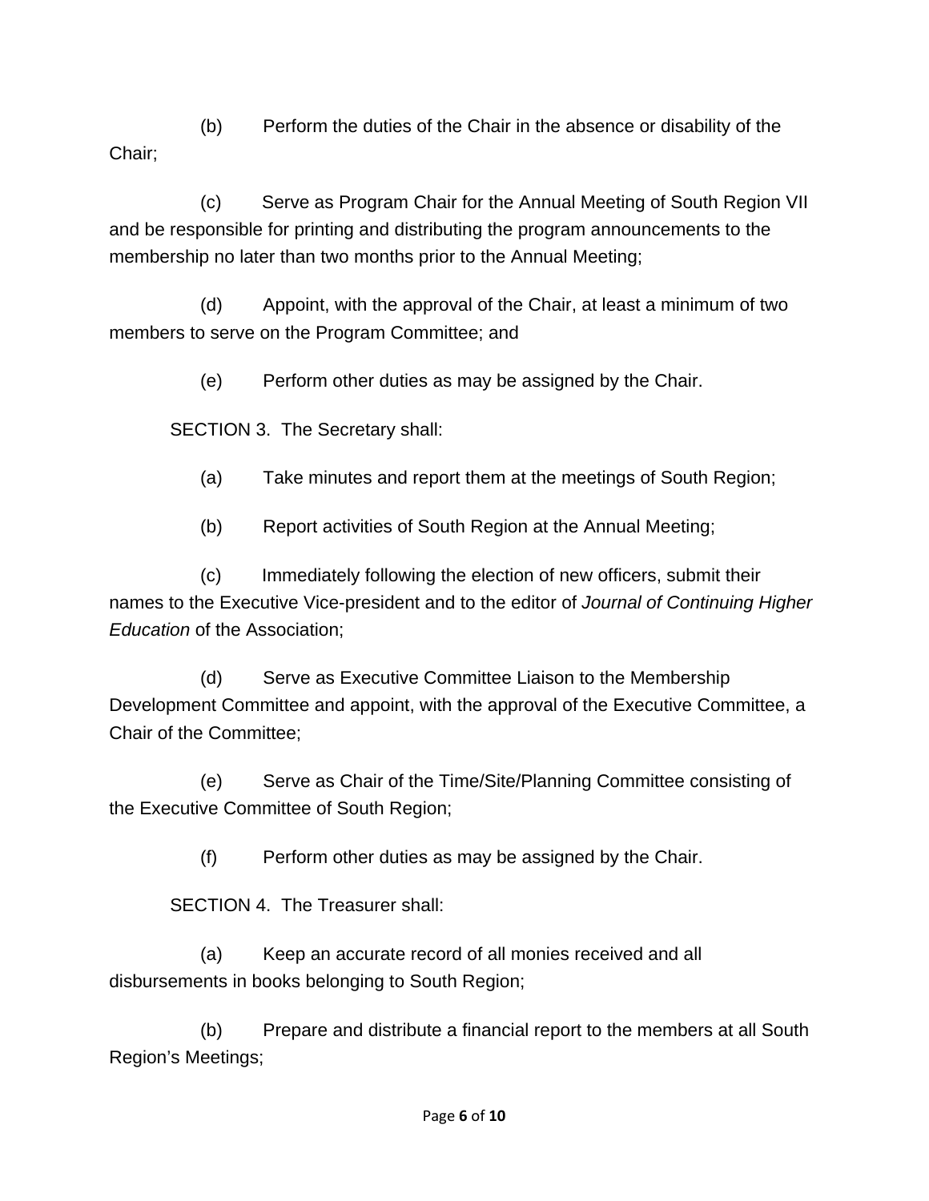(b) Perform the duties of the Chair in the absence or disability of the Chair;

(c) Serve as Program Chair for the Annual Meeting of South Region VII and be responsible for printing and distributing the program announcements to the membership no later than two months prior to the Annual Meeting;

(d) Appoint, with the approval of the Chair, at least a minimum of two members to serve on the Program Committee; and

(e) Perform other duties as may be assigned by the Chair.

SECTION 3. The Secretary shall:

(a) Take minutes and report them at the meetings of South Region;

(b) Report activities of South Region at the Annual Meeting;

(c) Immediately following the election of new officers, submit their names to the Executive Vice-president and to the editor of *Journal of Continuing Higher Education* of the Association;

(d) Serve as Executive Committee Liaison to the Membership Development Committee and appoint, with the approval of the Executive Committee, a Chair of the Committee;

(e) Serve as Chair of the Time/Site/Planning Committee consisting of the Executive Committee of South Region;

(f) Perform other duties as may be assigned by the Chair.

SECTION 4. The Treasurer shall:

(a) Keep an accurate record of all monies received and all disbursements in books belonging to South Region;

(b) Prepare and distribute a financial report to the members at all South Region's Meetings;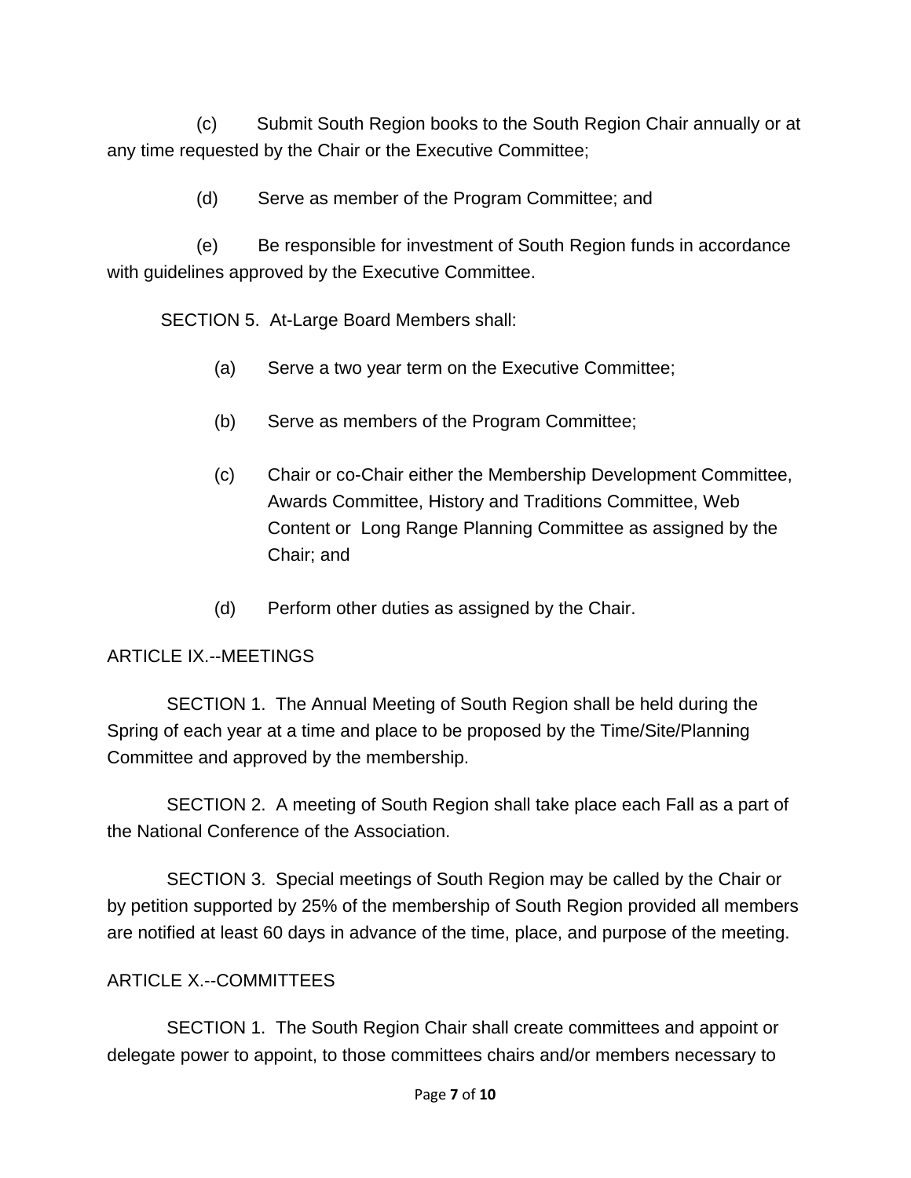(c) Submit South Region books to the South Region Chair annually or at any time requested by the Chair or the Executive Committee;

(d) Serve as member of the Program Committee; and

(e) Be responsible for investment of South Region funds in accordance with guidelines approved by the Executive Committee.

SECTION 5. At-Large Board Members shall:

(a) Serve a two year term on the Executive Committee;

(b) Serve as members of the Program Committee;

(c) Chair or co-Chair either the Membership Development Committee, Awards Committee, History and Traditions Committee, Web Content or Long Range Planning Committee as assigned by the Chair; and

(d) Perform other duties as assigned by the Chair.

## ARTICLE IX.--MEETINGS

SECTION 1. The Annual Meeting of South Region shall be held during the Spring of each year at a time and place to be proposed by the Time/Site/Planning Committee and approved by the membership.

SECTION 2. A meeting of South Region shall take place each Fall as a part of the National Conference of the Association.

SECTION 3. Special meetings of South Region may be called by the Chair or by petition supported by 25% of the membership of South Region provided all members are notified at least 60 days in advance of the time, place, and purpose of the meeting.

## ARTICLE X.--COMMITTEES

SECTION 1. The South Region Chair shall create committees and appoint or delegate power to appoint, to those committees chairs and/or members necessary to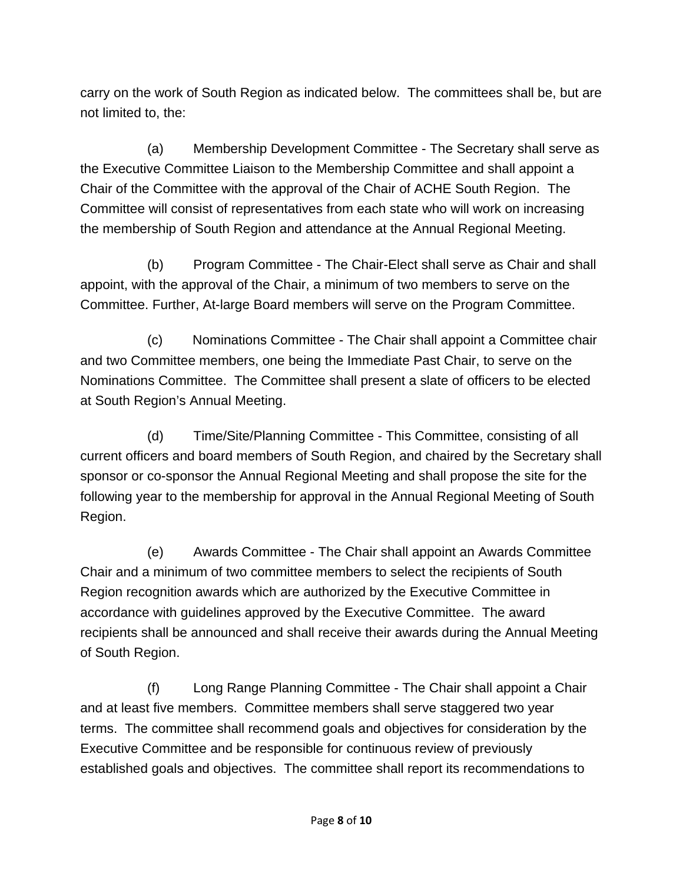carry on the work of South Region as indicated below. The committees shall be, but are not limited to, the:

(a) Membership Development Committee - The Secretary shall serve as the Executive Committee Liaison to the Membership Committee and shall appoint a Chair of the Committee with the approval of the Chair of ACHE South Region. The Committee will consist of representatives from each state who will work on increasing the membership of South Region and attendance at the Annual Regional Meeting.

(b) Program Committee - The Chair-Elect shall serve as Chair and shall appoint, with the approval of the Chair, a minimum of two members to serve on the Committee. Further, At-large Board members will serve on the Program Committee.

(c) Nominations Committee - The Chair shall appoint a Committee chair and two Committee members, one being the Immediate Past Chair, to serve on the Nominations Committee. The Committee shall present a slate of officers to be elected at South Region's Annual Meeting.

(d) Time/Site/Planning Committee - This Committee, consisting of all current officers and board members of South Region, and chaired by the Secretary shall sponsor or co-sponsor the Annual Regional Meeting and shall propose the site for the following year to the membership for approval in the Annual Regional Meeting of South Region.

(e) Awards Committee - The Chair shall appoint an Awards Committee Chair and a minimum of two committee members to select the recipients of South Region recognition awards which are authorized by the Executive Committee in accordance with guidelines approved by the Executive Committee. The award recipients shall be announced and shall receive their awards during the Annual Meeting of South Region.

(f) Long Range Planning Committee - The Chair shall appoint a Chair and at least five members. Committee members shall serve staggered two year terms. The committee shall recommend goals and objectives for consideration by the Executive Committee and be responsible for continuous review of previously established goals and objectives. The committee shall report its recommendations to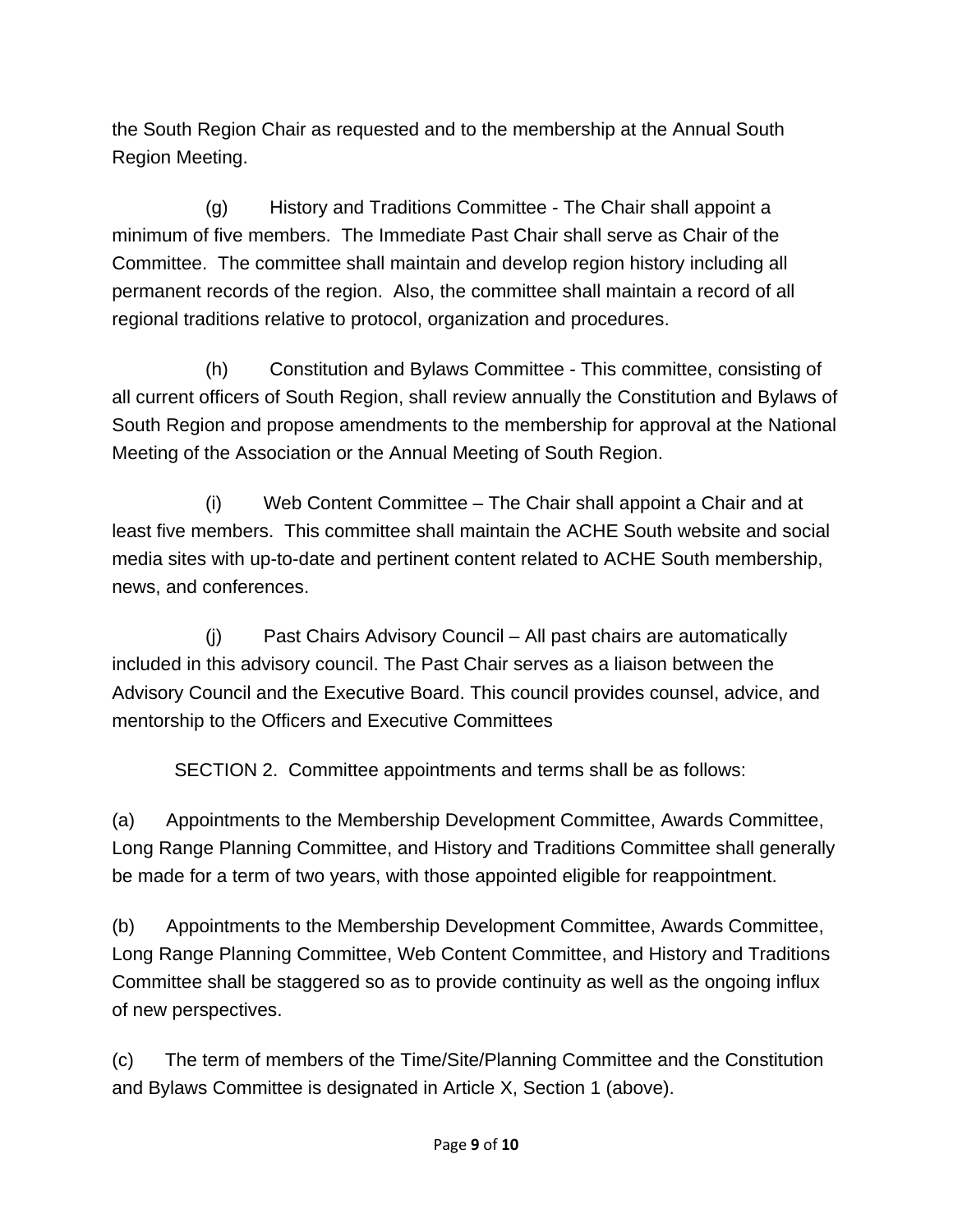the South Region Chair as requested and to the membership at the Annual South Region Meeting.

(g) History and Traditions Committee - The Chair shall appoint a minimum of five members. The Immediate Past Chair shall serve as Chair of the Committee. The committee shall maintain and develop region history including all permanent records of the region. Also, the committee shall maintain a record of all regional traditions relative to protocol, organization and procedures.

(h) Constitution and Bylaws Committee - This committee, consisting of all current officers of South Region, shall review annually the Constitution and Bylaws of South Region and propose amendments to the membership for approval at the National Meeting of the Association or the Annual Meeting of South Region.

(i) Web Content Committee – The Chair shall appoint a Chair and at least five members. This committee shall maintain the ACHE South website and social media sites with up-to-date and pertinent content related to ACHE South membership, news, and conferences.

(j) Past Chairs Advisory Council – All past chairs are automatically included in this advisory council. The Past Chair serves as a liaison between the Advisory Council and the Executive Board. This council provides counsel, advice, and mentorship to the Officers and Executive Committees

SECTION 2. Committee appointments and terms shall be as follows:

(a) Appointments to the Membership Development Committee, Awards Committee, Long Range Planning Committee, and History and Traditions Committee shall generally be made for a term of two years, with those appointed eligible for reappointment.

(b) Appointments to the Membership Development Committee, Awards Committee, Long Range Planning Committee, Web Content Committee, and History and Traditions Committee shall be staggered so as to provide continuity as well as the ongoing influx of new perspectives.

(c) The term of members of the Time/Site/Planning Committee and the Constitution and Bylaws Committee is designated in Article X, Section 1 (above).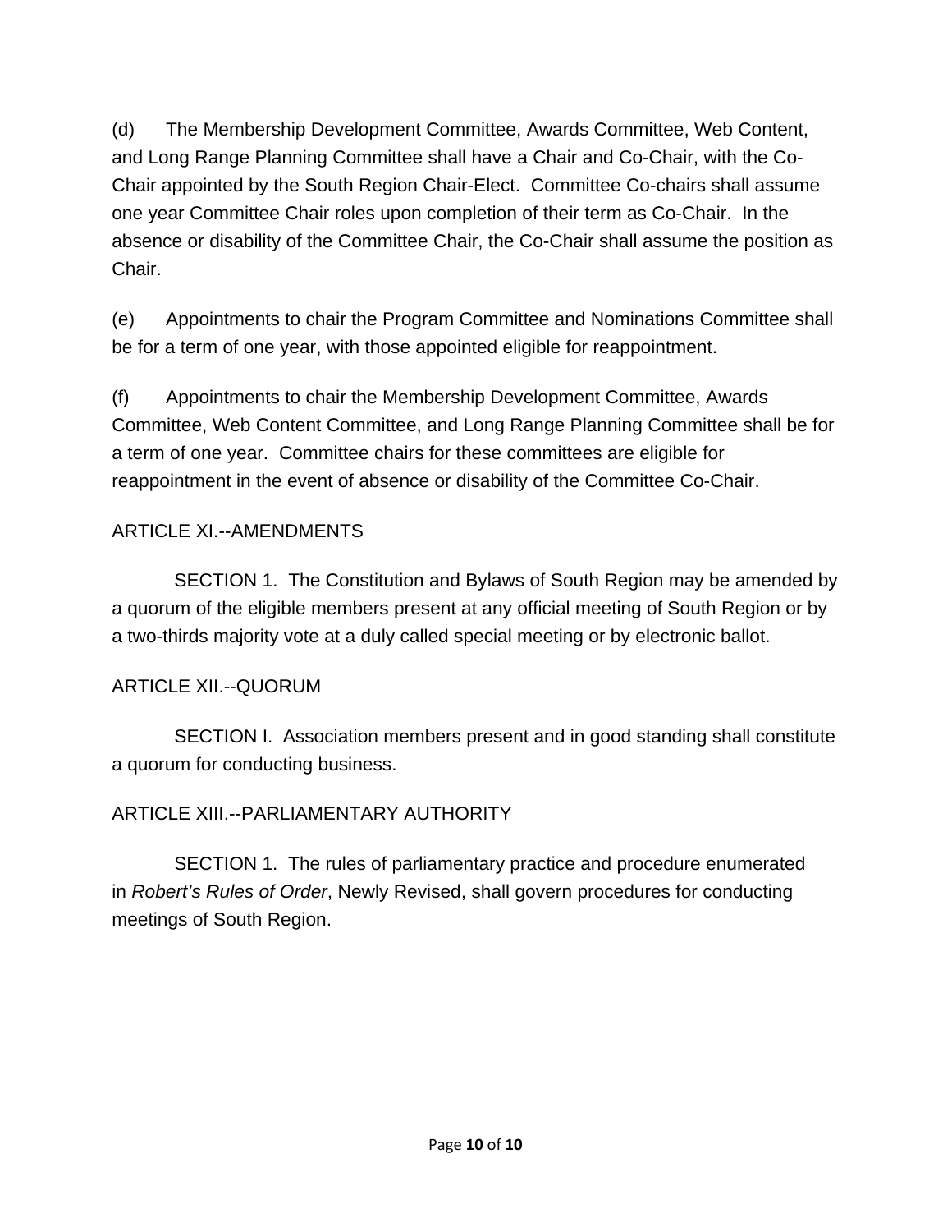(d) The Membership Development Committee, Awards Committee, Web Content, and Long Range Planning Committee shall have a Chair and Co-Chair, with the Co-Chair appointed by the South Region Chair-Elect. Committee Co-chairs shall assume one year Committee Chair roles upon completion of their term as Co-Chair. In the absence or disability of the Committee Chair, the Co-Chair shall assume the position as Chair.

(e) Appointments to chair the Program Committee and Nominations Committee shall be for a term of one year, with those appointed eligible for reappointment.

(f) Appointments to chair the Membership Development Committee, Awards Committee, Web Content Committee, and Long Range Planning Committee shall be for a term of one year. Committee chairs for these committees are eligible for reappointment in the event of absence or disability of the Committee Co-Chair.

## ARTICLE XI.--AMENDMENTS

SECTION 1. The Constitution and Bylaws of South Region may be amended by a quorum of the eligible members present at any official meeting of South Region or by a two-thirds majority vote at a duly called special meeting or by electronic ballot.

## ARTICLE XII.--QUORUM

SECTION I. Association members present and in good standing shall constitute a quorum for conducting business.

## ARTICLE XIII.--PARLIAMENTARY AUTHORITY

SECTION 1. The rules of parliamentary practice and procedure enumerated in *Robert's Rules of Order*, Newly Revised, shall govern procedures for conducting meetings of South Region.